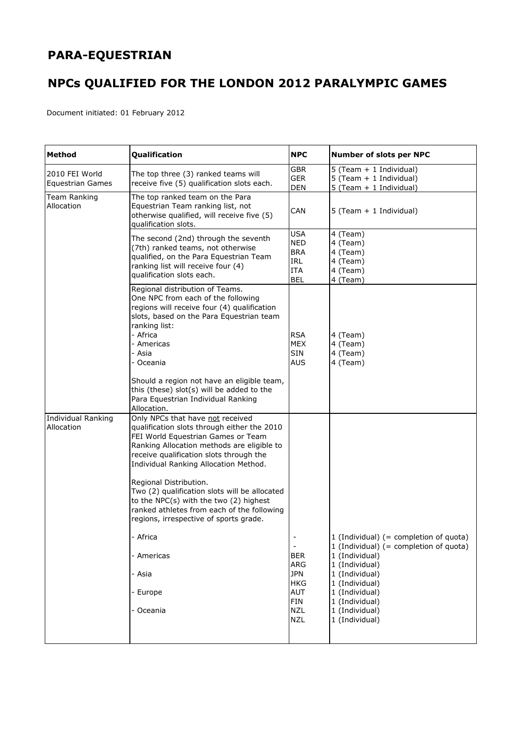## PARA-EQUESTRIAN

## NPCs QUALIFIED FOR THE LONDON 2012 PARALYMPIC GAMES

Document initiated: 01 February 2012

| Method | Qualification | NPC | Number of slots per NPC |
|---|---|---|---|
| 2010 FEI World Equestrian Games | The top three (3) ranked teams will receive five (5) qualification slots each. | GBR<br>GER<br>DEN | 5 (Team + 1 Individual)<br>5 (Team + 1 Individual)<br>5 (Team + 1 Individual) |
| Team Ranking Allocation | The top ranked team on the Para Equestrian Team ranking list, not otherwise qualified, will receive five (5) qualification slots. | CAN | 5 (Team + 1 Individual) |
| | The second (2nd) through the seventh (7th) ranked teams, not otherwise qualified, on the Para Equestrian Team ranking list will receive four (4) qualification slots each. | USA<br>NED<br>BRA<br>IRL<br>ITA<br>BEL | 4 (Team)<br>4 (Team)<br>4 (Team)<br>4 (Team)<br>4 (Team)<br>4 (Team) |
| | Regional distribution of Teams.<br>One NPC from each of the following regions will receive four (4) qualification slots, based on the Para Equestrian team ranking list:<br>- Africa<br>- Americas<br>- Asia<br>- Oceania<br><br>Should a region not have an eligible team, this (these) slot(s) will be added to the Para Equestrian Individual Ranking Allocation. | RSA<br>MEX<br>SIN<br>AUS | 4 (Team)<br>4 (Team)<br>4 (Team)<br>4 (Team) |
| Individual Ranking Allocation | Only NPCs that have <u>not</u> received qualification slots through either the 2010 FEI World Equestrian Games or Team Ranking Allocation methods are eligible to receive qualification slots through the Individual Ranking Allocation Method.<br><br>Regional Distribution.<br>Two (2) qualification slots will be allocated to the NPC(s) with the two (2) highest ranked athletes from each of the following regions, irrespective of sports grade.<br><br>- Africa<br><br>- Americas<br><br>- Asia<br><br>- Europe<br><br>- Oceania | -<br>-<br>BER<br>ARG<br>JPN<br>HKG<br>AUT<br>FIN<br>NZL<br>NZL | 1 (Individual) (= completion of quota)<br>1 (Individual) (= completion of quota)<br>1 (Individual)<br>1 (Individual)<br>1 (Individual)<br>1 (Individual)<br>1 (Individual)<br>1 (Individual)<br>1 (Individual)<br>1 (Individual) |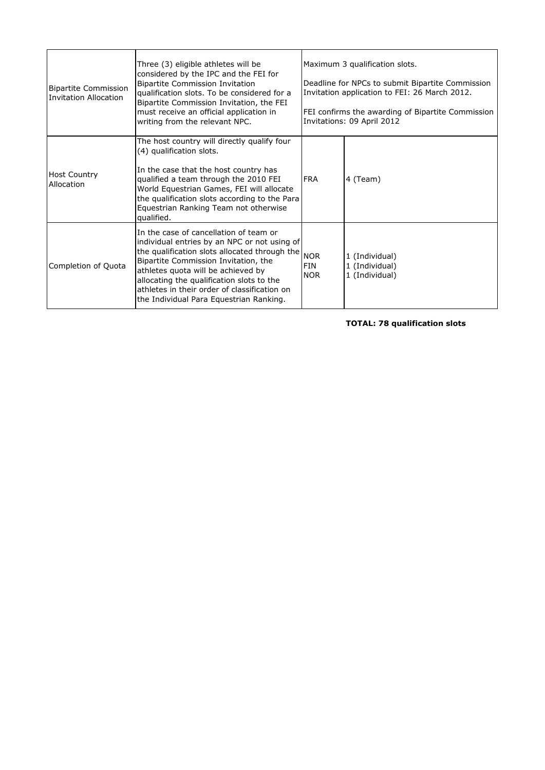| | | | |
|---|---|---|---|
| Bipartite Commission Invitation Allocation | Three (3) eligible athletes will be considered by the IPC and the FEI for Bipartite Commission Invitation qualification slots. To be considered for a Bipartite Commission Invitation, the FEI must receive an official application in writing from the relevant NPC. | Maximum 3 qualification slots.<br><br>Deadline for NPCs to submit Bipartite Commission Invitation application to FEI: 26 March 2012.<br><br>FEI confirms the awarding of Bipartite Commission Invitations: 09 April 2012 | |
| Host Country Allocation | The host country will directly qualify four (4) qualification slots.<br><br>In the case that the host country has qualified a team through the 2010 FEI World Equestrian Games, FEI will allocate the qualification slots according to the Para Equestrian Ranking Team not otherwise qualified. | FRA | 4 (Team) |
| Completion of Quota | In the case of cancellation of team or individual entries by an NPC or not using of the qualification slots allocated through the Bipartite Commission Invitation, the athletes quota will be achieved by allocating the qualification slots to the athletes in their order of classification on the Individual Para Equestrian Ranking. | NOR<br>FIN<br>NOR | 1 (Individual)<br>1 (Individual)<br>1 (Individual) |

**TOTAL: 78 qualification slots**